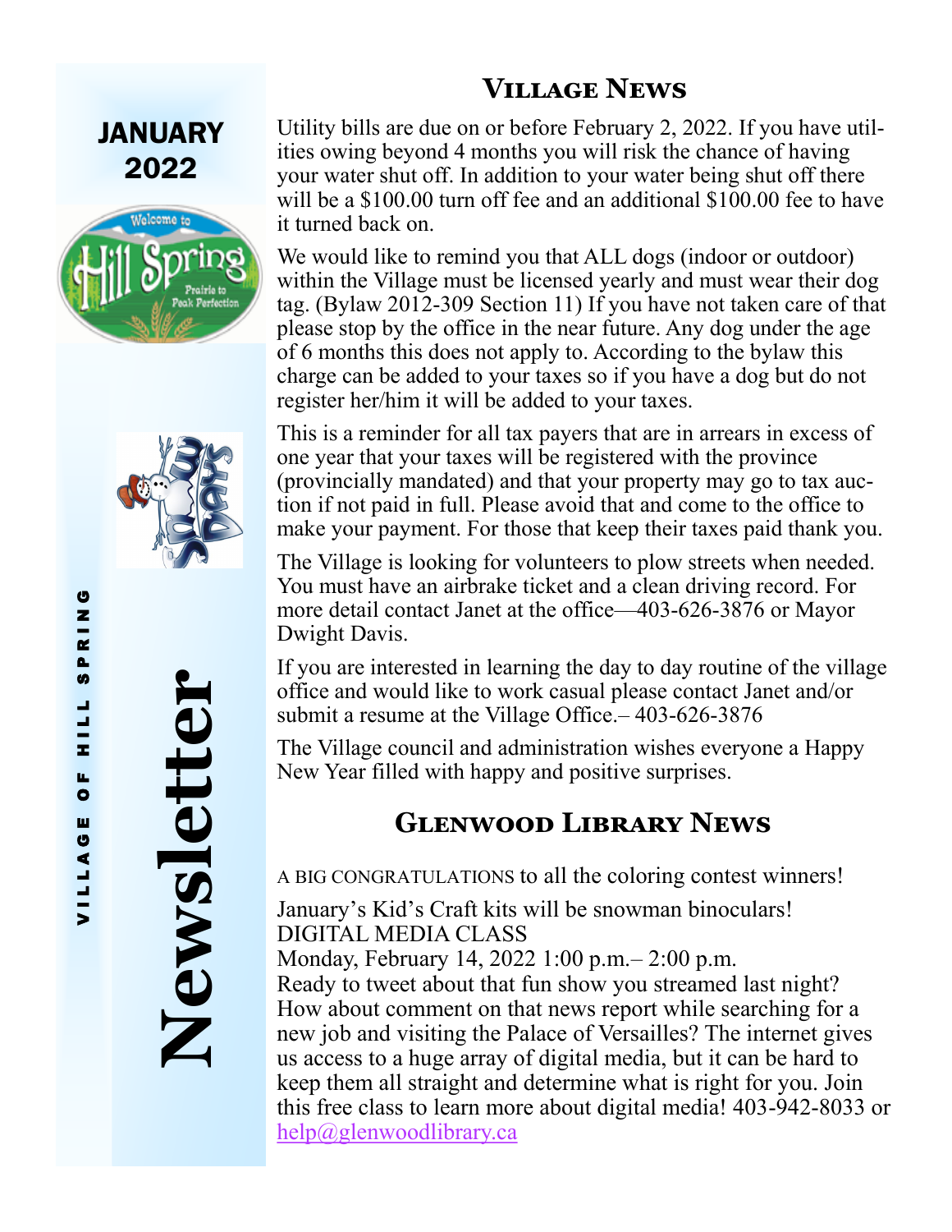# JANUARY 2022

VILLAGE OF HILL SPRING

**Newsletter**

## Village News

Utility bills are due on or before February 2, 2022. If you have utilities owing beyond 4 months you will risk the chance of having your water shut off. In addition to your water being shut off there will be a $100.00 turn off fee and an additional $100.00 fee to have it turned back on.

We would like to remind you that ALL dogs (indoor or outdoor) within the Village must be licensed yearly and must wear their dog tag. (Bylaw 2012-309 Section 11) If you have not taken care of that please stop by the office in the near future. Any dog under the age of 6 months this does not apply to. According to the bylaw this charge can be added to your taxes so if you have a dog but do not register her/him it will be added to your taxes.

This is a reminder for all tax payers that are in arrears in excess of one year that your taxes will be registered with the province (provincially mandated) and that your property may go to tax auction if not paid in full. Please avoid that and come to the office to make your payment. For those that keep their taxes paid thank you.

The Village is looking for volunteers to plow streets when needed. You must have an airbrake ticket and a clean driving record. For more detail contact Janet at the office—403-626-3876 or Mayor Dwight Davis.

If you are interested in learning the day to day routine of the village office and would like to work casual please contact Janet and/or submit a resume at the Village Office.– 403-626-3876

The Village council and administration wishes everyone a Happy New Year filled with happy and positive surprises.

## Glenwood Library News

A BIG CONGRATULATIONS to all the coloring contest winners!

January's Kid's Craft kits will be snowman binoculars!

DIGITAL MEDIA CLASS
Monday, February 14, 2022 1:00 p.m.– 2:00 p.m.
Ready to tweet about that fun show you streamed last night? How about comment on that news report while searching for a new job and visiting the Palace of Versailles? The internet gives us access to a huge array of digital media, but it can be hard to keep them all straight and determine what is right for you. Join this free class to learn more about digital media! 403-942-8033 or help@glenwoodlibrary.ca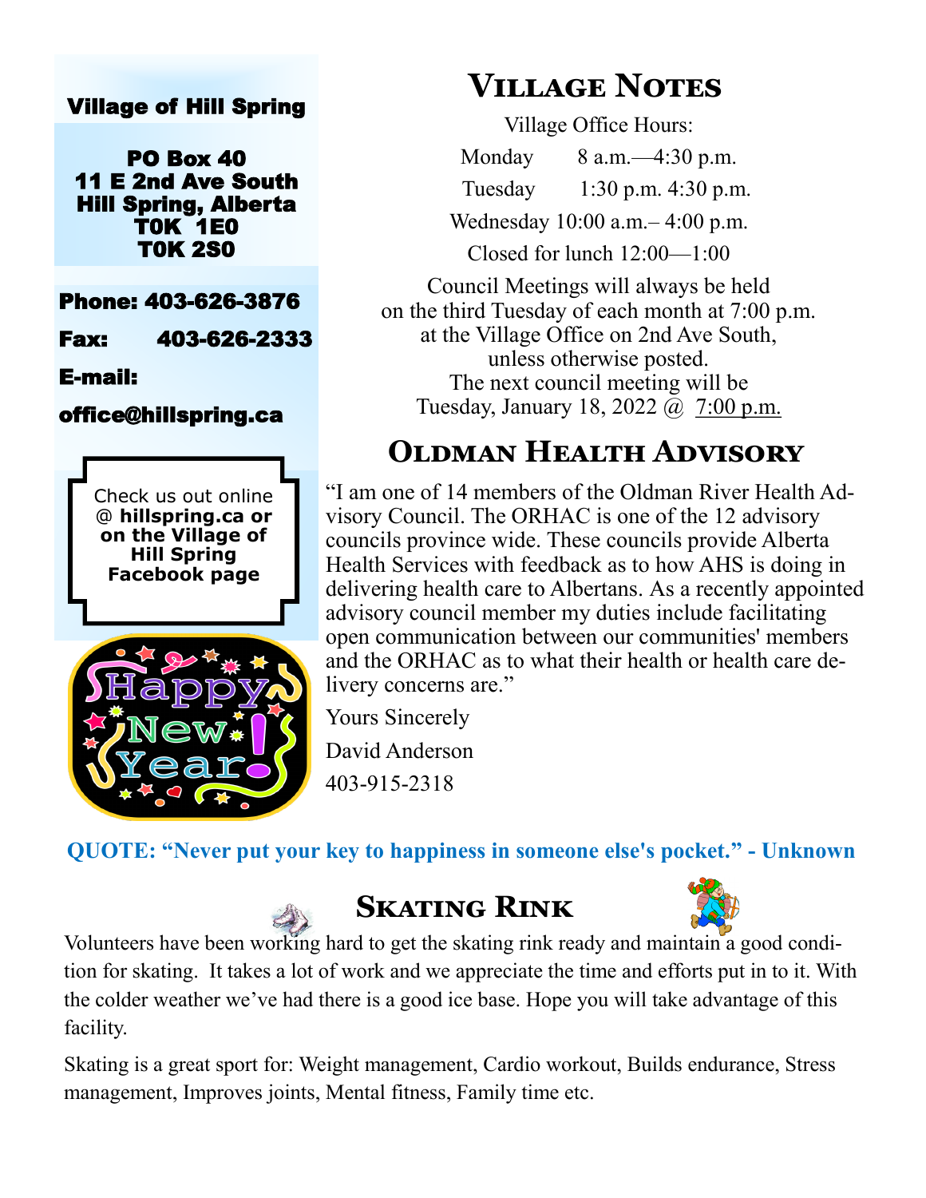**Village of Hill Spring**

**PO Box 40**
**11 E 2nd Ave South**
**Hill Spring, Alberta**
**T0K 1E0**
**T0K 2S0**

**Phone: 403-626-3876**

**Fax: 403-626-2333**

**E-mail:**

**office@hillspring.ca**

Check us out online @ **hillspring.ca or on the Village of Hill Spring Facebook page**

Happy New Year!

# Village Notes

Village Office Hours:

Monday 8 a.m.—4:30 p.m.

Tuesday 1:30 p.m. 4:30 p.m.

Wednesday 10:00 a.m.– 4:00 p.m.

Closed for lunch 12:00—1:00

Council Meetings will always be held on the third Tuesday of each month at 7:00 p.m. at the Village Office on 2nd Ave South, unless otherwise posted.
The next council meeting will be Tuesday, January 18, 2022 @ 7:00 p.m.

# Oldman Health Advisory

"I am one of 14 members of the Oldman River Health Advisory Council. The ORHAC is one of the 12 advisory councils province wide. These councils provide Alberta Health Services with feedback as to how AHS is doing in delivering health care to Albertans. As a recently appointed advisory council member my duties include facilitating open communication between our communities' members and the ORHAC as to what their health or health care delivery concerns are."

Yours Sincerely

David Anderson

403-915-2318

**QUOTE: "Never put your key to happiness in someone else's pocket." - Unknown**

# Skating Rink

Volunteers have been working hard to get the skating rink ready and maintain a good condition for skating. It takes a lot of work and we appreciate the time and efforts put in to it. With the colder weather we've had there is a good ice base. Hope you will take advantage of this facility.

Skating is a great sport for: Weight management, Cardio workout, Builds endurance, Stress management, Improves joints, Mental fitness, Family time etc.